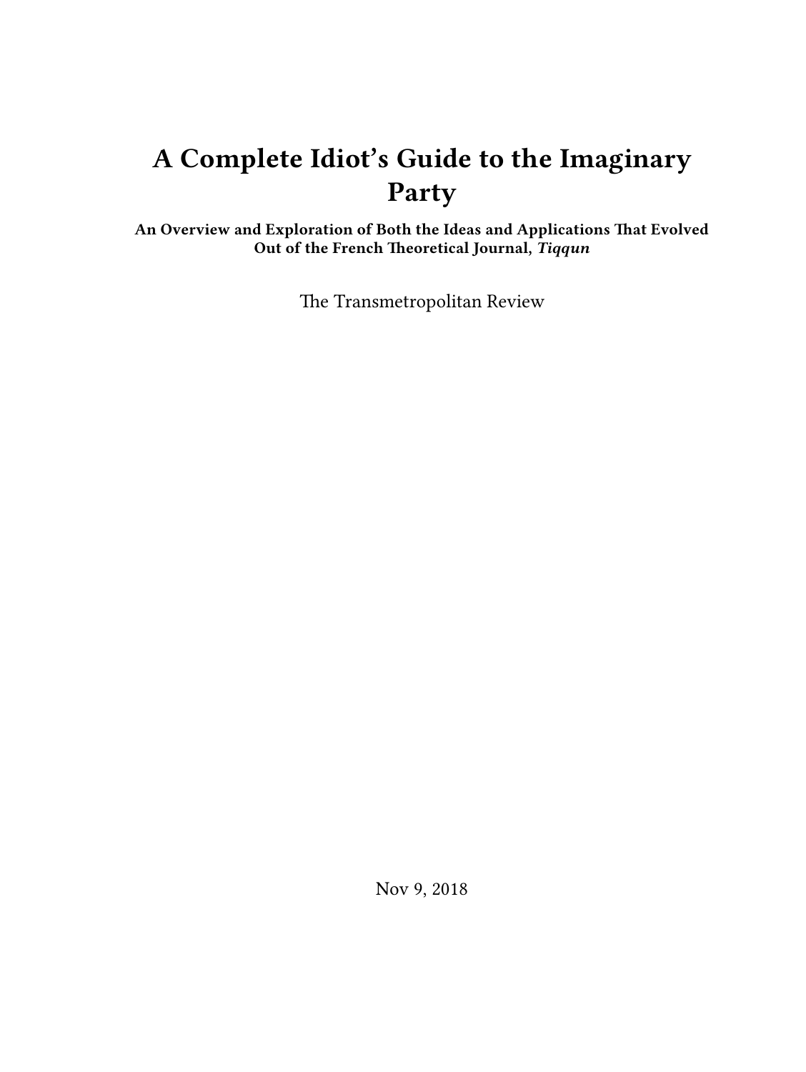# A Complete Idiot's Guide to the Imaginary Party

**An Overview and Exploration of Both the Ideas and Applications That Evolved Out of the French Theoretical Journal, *Tiqqun***

The Transmetropolitan Review

Nov 9, 2018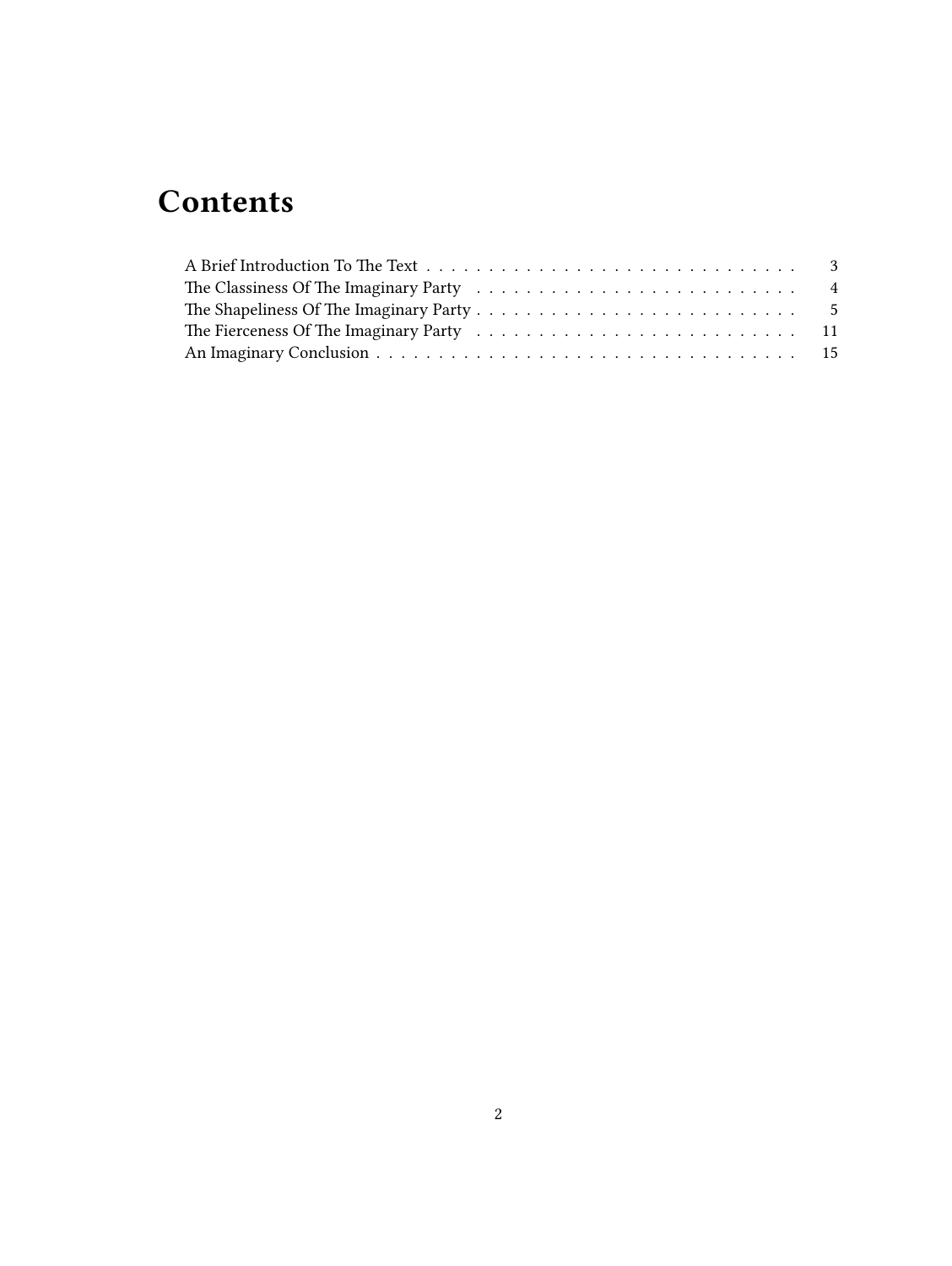# Contents

- A Brief Introduction To The Text . . . . . . . . . . 3
- The Classiness Of The Imaginary Party . . . . . . . . . . 4
- The Shapeliness Of The Imaginary Party . . . . . . . . . . 5
- The Fierceness Of The Imaginary Party . . . . . . . . . . 11
- An Imaginary Conclusion . . . . . . . . . . 15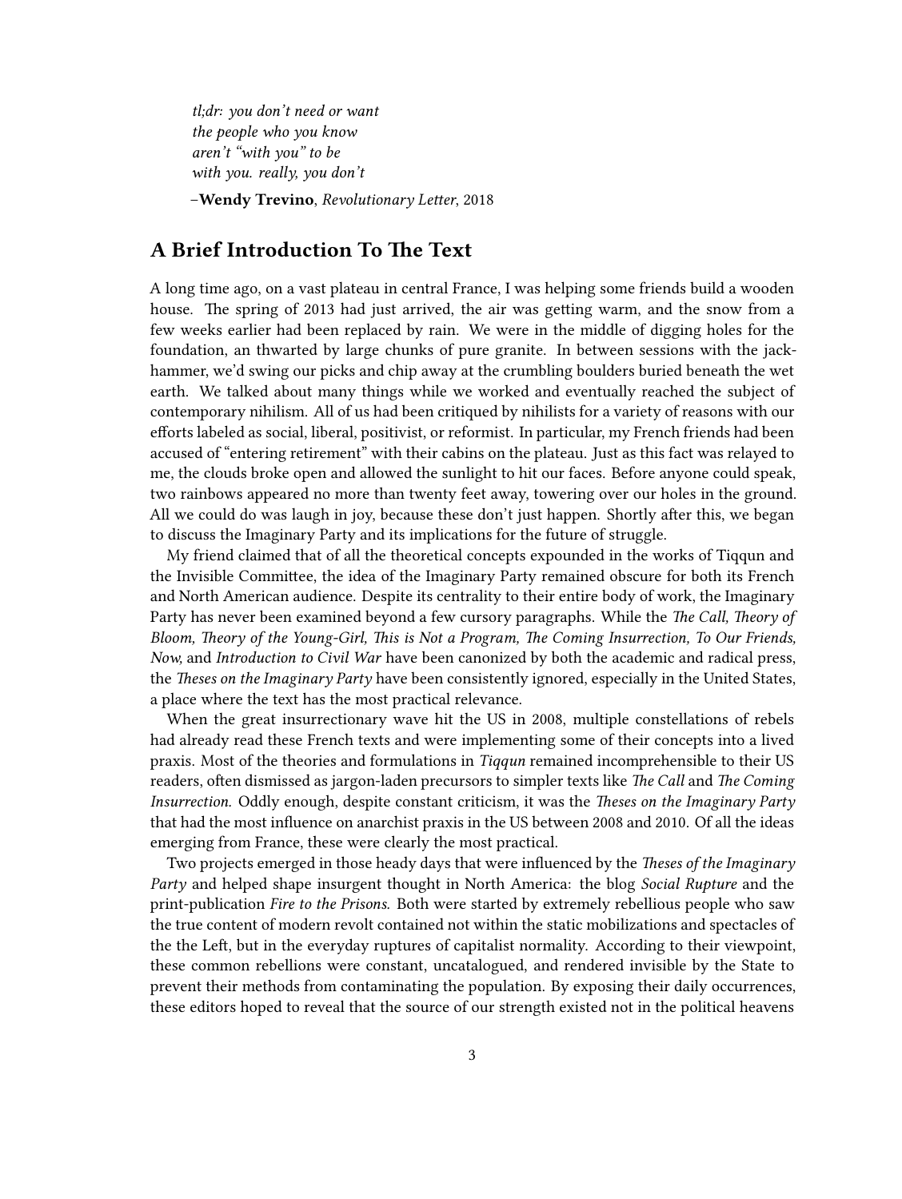*tl;dr: you don't need or want*
*the people who you know*
*aren't "with you" to be*
*with you. really, you don't*

–**Wendy Trevino**, *Revolutionary Letter*, 2018

## A Brief Introduction To The Text

A long time ago, on a vast plateau in central France, I was helping some friends build a wooden house. The spring of 2013 had just arrived, the air was getting warm, and the snow from a few weeks earlier had been replaced by rain. We were in the middle of digging holes for the foundation, an thwarted by large chunks of pure granite. In between sessions with the jack-hammer, we'd swing our picks and chip away at the crumbling boulders buried beneath the wet earth. We talked about many things while we worked and eventually reached the subject of contemporary nihilism. All of us had been critiqued by nihilists for a variety of reasons with our efforts labeled as social, liberal, positivist, or reformist. In particular, my French friends had been accused of "entering retirement" with their cabins on the plateau. Just as this fact was relayed to me, the clouds broke open and allowed the sunlight to hit our faces. Before anyone could speak, two rainbows appeared no more than twenty feet away, towering over our holes in the ground. All we could do was laugh in joy, because these don't just happen. Shortly after this, we began to discuss the Imaginary Party and its implications for the future of struggle.

My friend claimed that of all the theoretical concepts expounded in the works of Tiqqun and the Invisible Committee, the idea of the Imaginary Party remained obscure for both its French and North American audience. Despite its centrality to their entire body of work, the Imaginary Party has never been examined beyond a few cursory paragraphs. While the *The Call, Theory of Bloom, Theory of the Young-Girl, This is Not a Program, The Coming Insurrection, To Our Friends, Now,* and *Introduction to Civil War* have been canonized by both the academic and radical press, the *Theses on the Imaginary Party* have been consistently ignored, especially in the United States, a place where the text has the most practical relevance.

When the great insurrectionary wave hit the US in 2008, multiple constellations of rebels had already read these French texts and were implementing some of their concepts into a lived praxis. Most of the theories and formulations in *Tiqqun* remained incomprehensible to their US readers, often dismissed as jargon-laden precursors to simpler texts like *The Call* and *The Coming Insurrection.* Oddly enough, despite constant criticism, it was the *Theses on the Imaginary Party* that had the most influence on anarchist praxis in the US between 2008 and 2010. Of all the ideas emerging from France, these were clearly the most practical.

Two projects emerged in those heady days that were influenced by the *Theses of the Imaginary Party* and helped shape insurgent thought in North America: the blog *Social Rupture* and the print-publication *Fire to the Prisons.* Both were started by extremely rebellious people who saw the true content of modern revolt contained not within the static mobilizations and spectacles of the the Left, but in the everyday ruptures of capitalist normality. According to their viewpoint, these common rebellions were constant, uncatalogued, and rendered invisible by the State to prevent their methods from contaminating the population. By exposing their daily occurrences, these editors hoped to reveal that the source of our strength existed not in the political heavens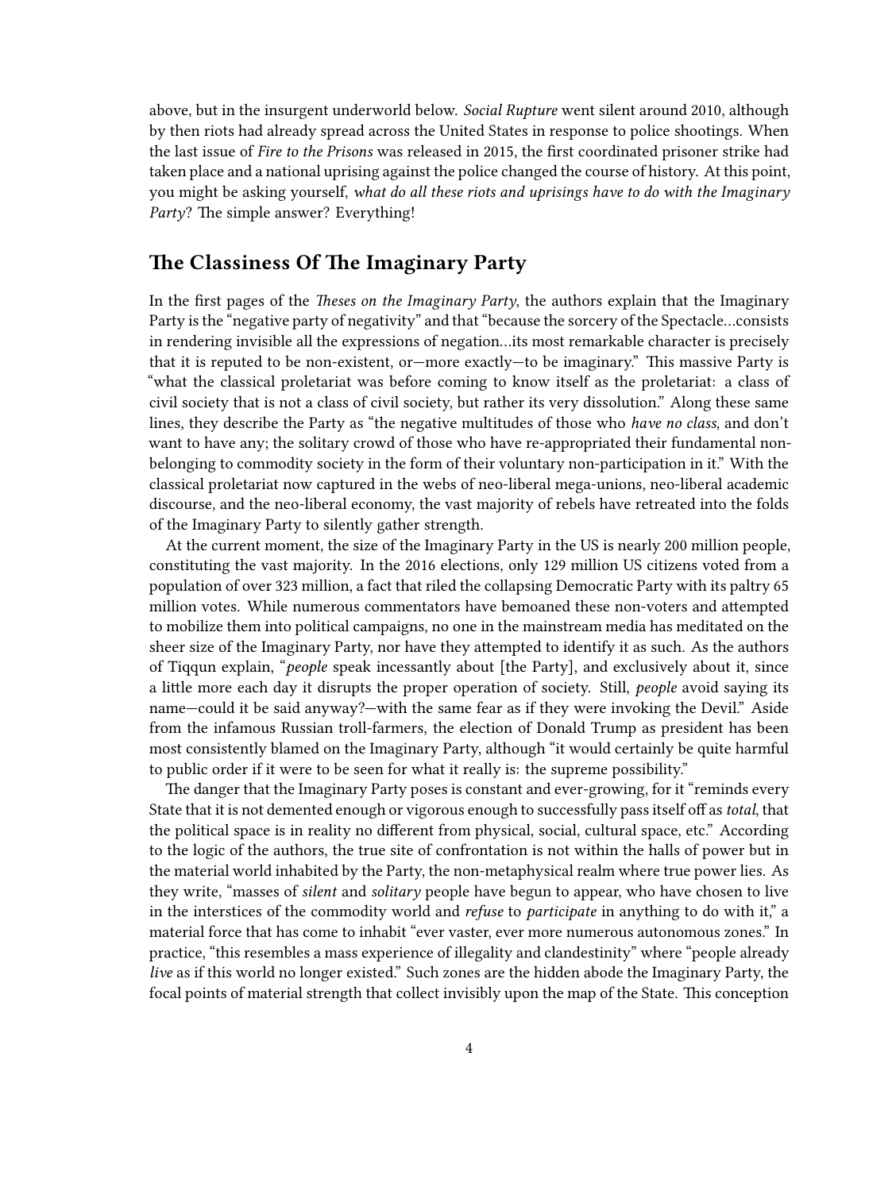above, but in the insurgent underworld below. *Social Rupture* went silent around 2010, although by then riots had already spread across the United States in response to police shootings. When the last issue of *Fire to the Prisons* was released in 2015, the first coordinated prisoner strike had taken place and a national uprising against the police changed the course of history. At this point, you might be asking yourself, *what do all these riots and uprisings have to do with the Imaginary Party*? The simple answer? Everything!

## The Classiness Of The Imaginary Party

In the first pages of the *Theses on the Imaginary Party*, the authors explain that the Imaginary Party is the "negative party of negativity" and that "because the sorcery of the Spectacle…consists in rendering invisible all the expressions of negation…its most remarkable character is precisely that it is reputed to be non-existent, or—more exactly—to be imaginary." This massive Party is "what the classical proletariat was before coming to know itself as the proletariat: a class of civil society that is not a class of civil society, but rather its very dissolution." Along these same lines, they describe the Party as "the negative multitudes of those who *have no class*, and don't want to have any; the solitary crowd of those who have re-appropriated their fundamental non-belonging to commodity society in the form of their voluntary non-participation in it." With the classical proletariat now captured in the webs of neo-liberal mega-unions, neo-liberal academic discourse, and the neo-liberal economy, the vast majority of rebels have retreated into the folds of the Imaginary Party to silently gather strength.

At the current moment, the size of the Imaginary Party in the US is nearly 200 million people, constituting the vast majority. In the 2016 elections, only 129 million US citizens voted from a population of over 323 million, a fact that riled the collapsing Democratic Party with its paltry 65 million votes. While numerous commentators have bemoaned these non-voters and attempted to mobilize them into political campaigns, no one in the mainstream media has meditated on the sheer size of the Imaginary Party, nor have they attempted to identify it as such. As the authors of Tiqqun explain, "*people* speak incessantly about [the Party], and exclusively about it, since a little more each day it disrupts the proper operation of society. Still, *people* avoid saying its name—could it be said anyway?—with the same fear as if they were invoking the Devil." Aside from the infamous Russian troll-farmers, the election of Donald Trump as president has been most consistently blamed on the Imaginary Party, although "it would certainly be quite harmful to public order if it were to be seen for what it really is: the supreme possibility."

The danger that the Imaginary Party poses is constant and ever-growing, for it "reminds every State that it is not demented enough or vigorous enough to successfully pass itself off as *total*, that the political space is in reality no different from physical, social, cultural space, etc." According to the logic of the authors, the true site of confrontation is not within the halls of power but in the material world inhabited by the Party, the non-metaphysical realm where true power lies. As they write, "masses of *silent* and *solitary* people have begun to appear, who have chosen to live in the interstices of the commodity world and *refuse* to *participate* in anything to do with it," a material force that has come to inhabit "ever vaster, ever more numerous autonomous zones." In practice, "this resembles a mass experience of illegality and clandestinity" where "people already *live* as if this world no longer existed." Such zones are the hidden abode the Imaginary Party, the focal points of material strength that collect invisibly upon the map of the State. This conception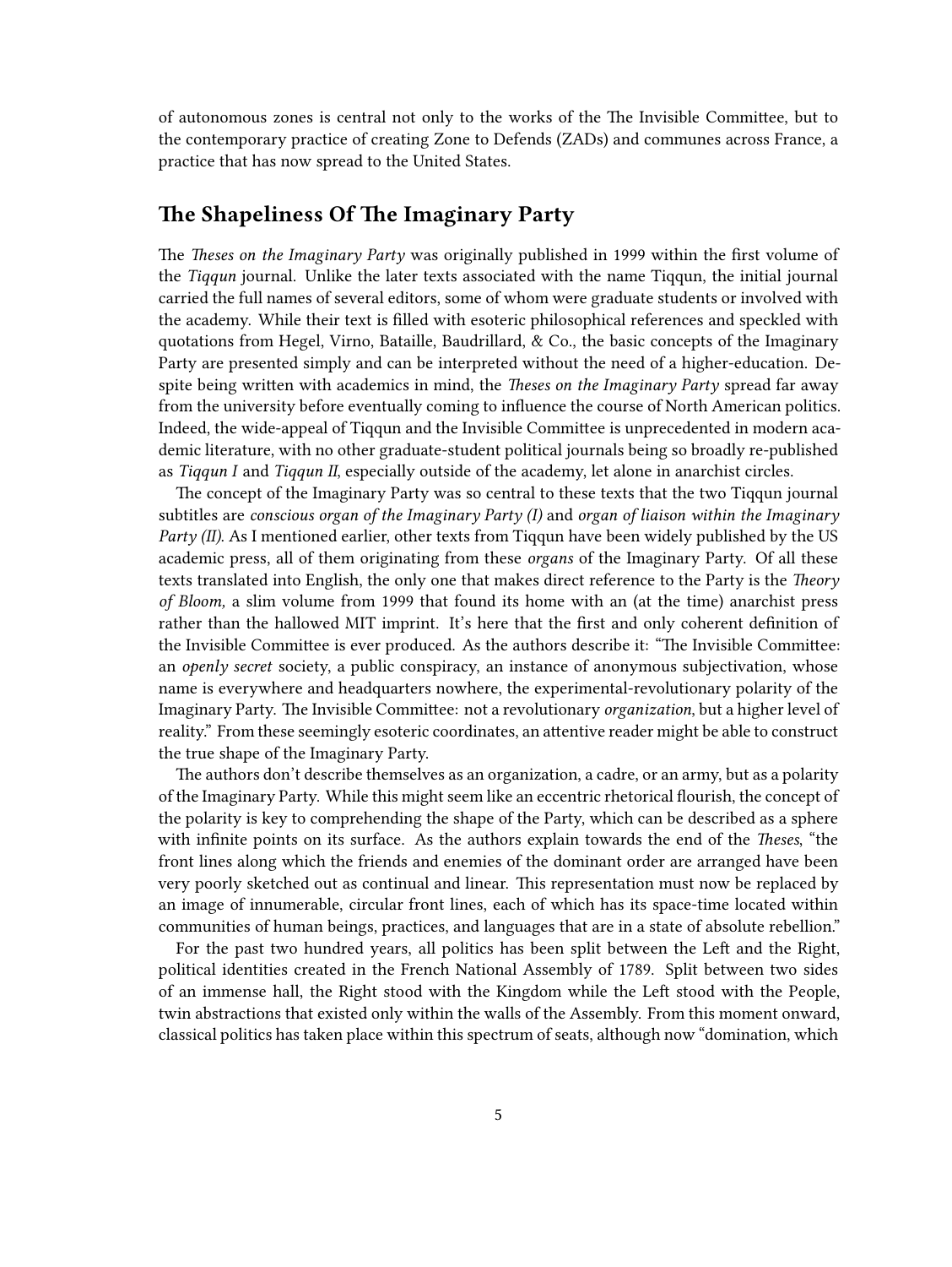of autonomous zones is central not only to the works of the The Invisible Committee, but to the contemporary practice of creating Zone to Defends (ZADs) and communes across France, a practice that has now spread to the United States.

## The Shapeliness Of The Imaginary Party

The *Theses on the Imaginary Party* was originally published in 1999 within the first volume of the *Tiqqun* journal. Unlike the later texts associated with the name Tiqqun, the initial journal carried the full names of several editors, some of whom were graduate students or involved with the academy. While their text is filled with esoteric philosophical references and speckled with quotations from Hegel, Virno, Bataille, Baudrillard, & Co., the basic concepts of the Imaginary Party are presented simply and can be interpreted without the need of a higher-education. Despite being written with academics in mind, the *Theses on the Imaginary Party* spread far away from the university before eventually coming to influence the course of North American politics. Indeed, the wide-appeal of Tiqqun and the Invisible Committee is unprecedented in modern academic literature, with no other graduate-student political journals being so broadly re-published as *Tiqqun I* and *Tiqqun II*, especially outside of the academy, let alone in anarchist circles.

The concept of the Imaginary Party was so central to these texts that the two Tiqqun journal subtitles are *conscious organ of the Imaginary Party (I)* and *organ of liaison within the Imaginary Party (II)*. As I mentioned earlier, other texts from Tiqqun have been widely published by the US academic press, all of them originating from these *organs* of the Imaginary Party. Of all these texts translated into English, the only one that makes direct reference to the Party is the *Theory of Bloom,* a slim volume from 1999 that found its home with an (at the time) anarchist press rather than the hallowed MIT imprint. It's here that the first and only coherent definition of the Invisible Committee is ever produced. As the authors describe it: "The Invisible Committee: an *openly secret* society, a public conspiracy, an instance of anonymous subjectivation, whose name is everywhere and headquarters nowhere, the experimental-revolutionary polarity of the Imaginary Party. The Invisible Committee: not a revolutionary *organization*, but a higher level of reality." From these seemingly esoteric coordinates, an attentive reader might be able to construct the true shape of the Imaginary Party.

The authors don't describe themselves as an organization, a cadre, or an army, but as a polarity of the Imaginary Party. While this might seem like an eccentric rhetorical flourish, the concept of the polarity is key to comprehending the shape of the Party, which can be described as a sphere with infinite points on its surface. As the authors explain towards the end of the *Theses*, "the front lines along which the friends and enemies of the dominant order are arranged have been very poorly sketched out as continual and linear. This representation must now be replaced by an image of innumerable, circular front lines, each of which has its space-time located within communities of human beings, practices, and languages that are in a state of absolute rebellion."

For the past two hundred years, all politics has been split between the Left and the Right, political identities created in the French National Assembly of 1789. Split between two sides of an immense hall, the Right stood with the Kingdom while the Left stood with the People, twin abstractions that existed only within the walls of the Assembly. From this moment onward, classical politics has taken place within this spectrum of seats, although now "domination, which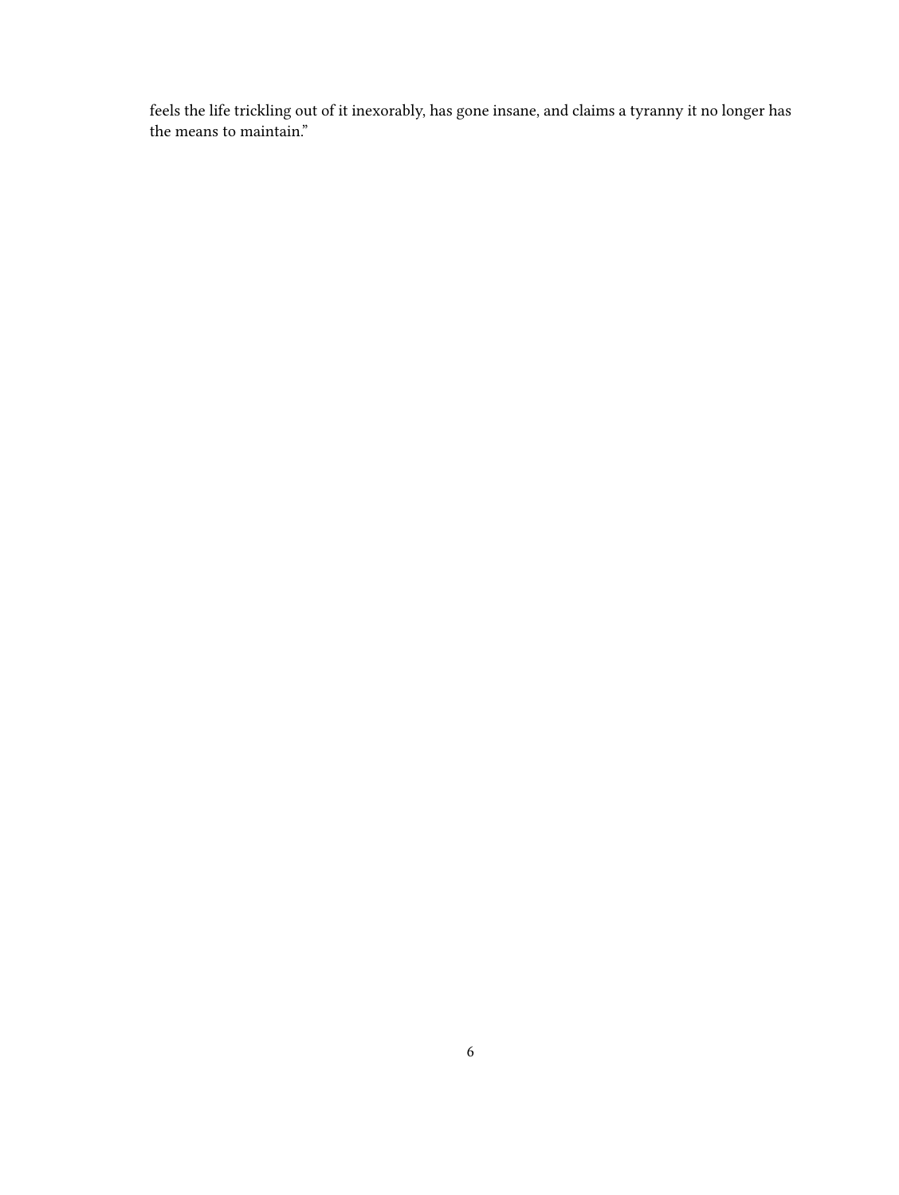feels the life trickling out of it inexorably, has gone insane, and claims a tyranny it no longer has the means to maintain."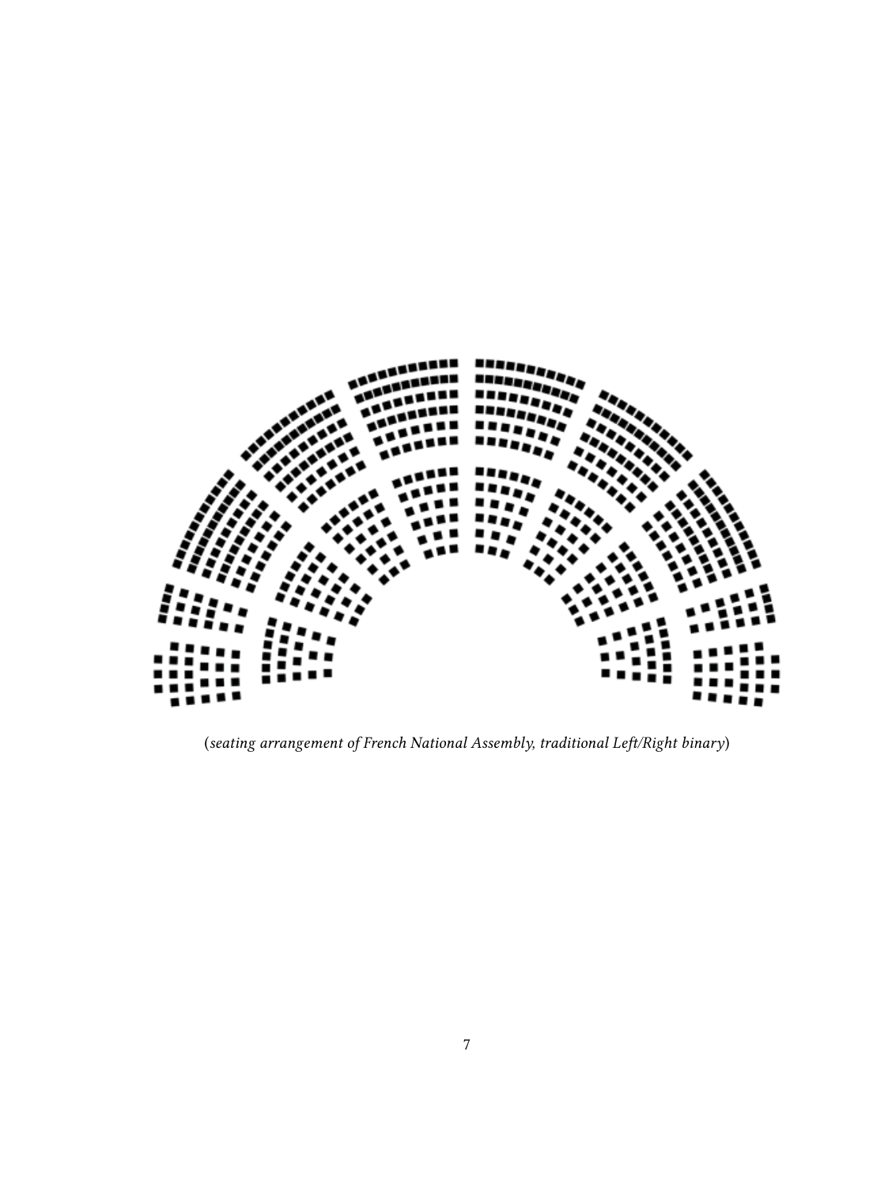(*seating arrangement of French National Assembly, traditional Left/Right binary*)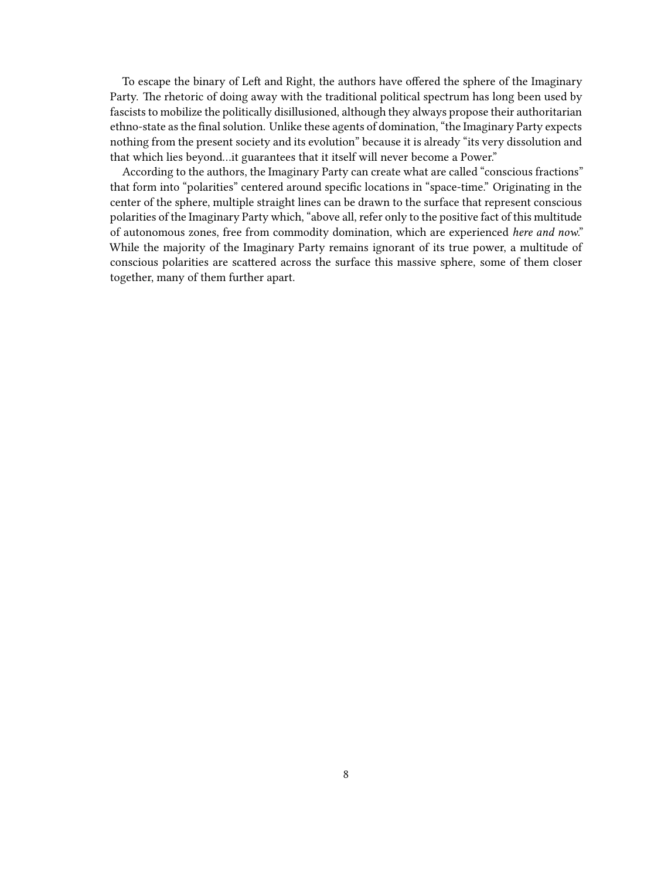To escape the binary of Left and Right, the authors have offered the sphere of the Imaginary Party. The rhetoric of doing away with the traditional political spectrum has long been used by fascists to mobilize the politically disillusioned, although they always propose their authoritarian ethno-state as the final solution. Unlike these agents of domination, "the Imaginary Party expects nothing from the present society and its evolution" because it is already "its very dissolution and that which lies beyond…it guarantees that it itself will never become a Power."

According to the authors, the Imaginary Party can create what are called "conscious fractions" that form into "polarities" centered around specific locations in "space-time." Originating in the center of the sphere, multiple straight lines can be drawn to the surface that represent conscious polarities of the Imaginary Party which, "above all, refer only to the positive fact of this multitude of autonomous zones, free from commodity domination, which are experienced *here and now*." While the majority of the Imaginary Party remains ignorant of its true power, a multitude of conscious polarities are scattered across the surface this massive sphere, some of them closer together, many of them further apart.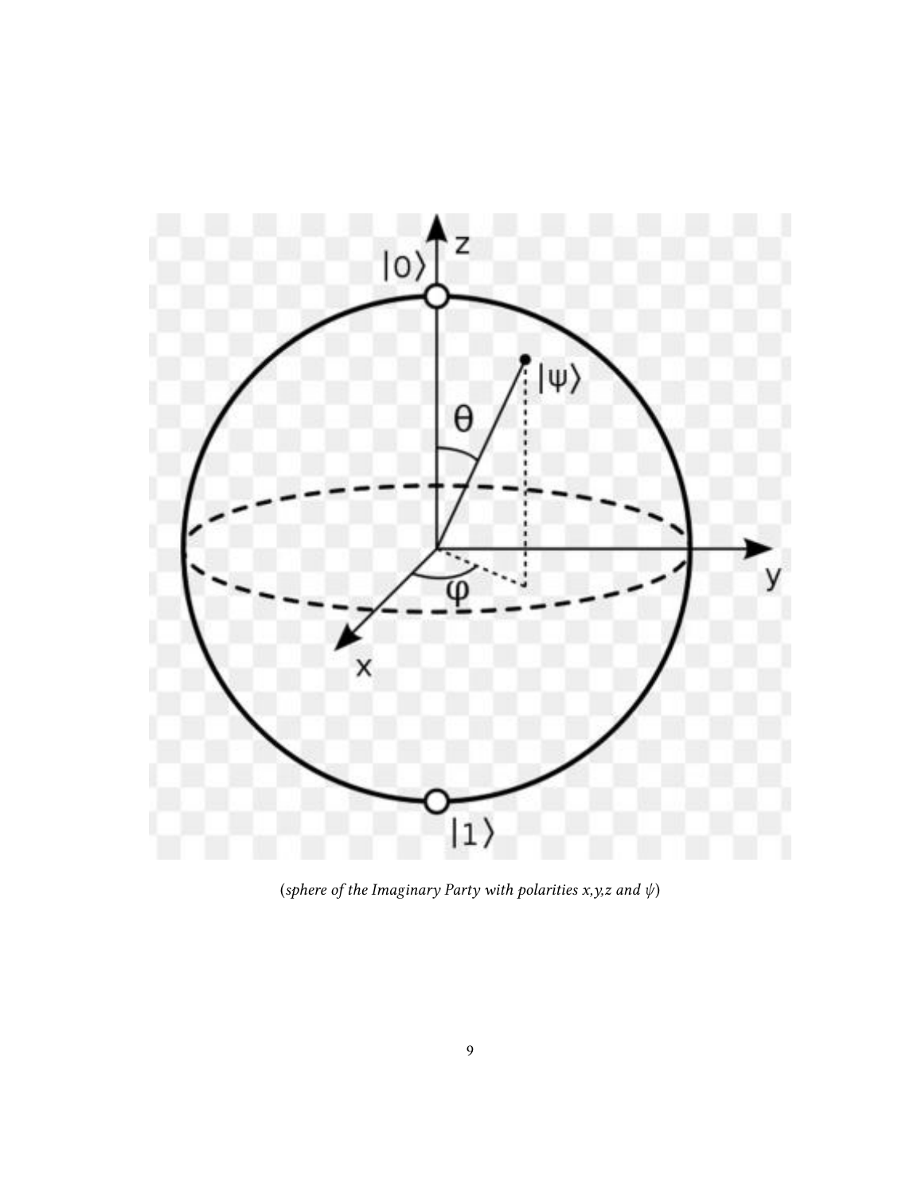(*sphere of the Imaginary Party with polarities x,y,z and $\psi$*)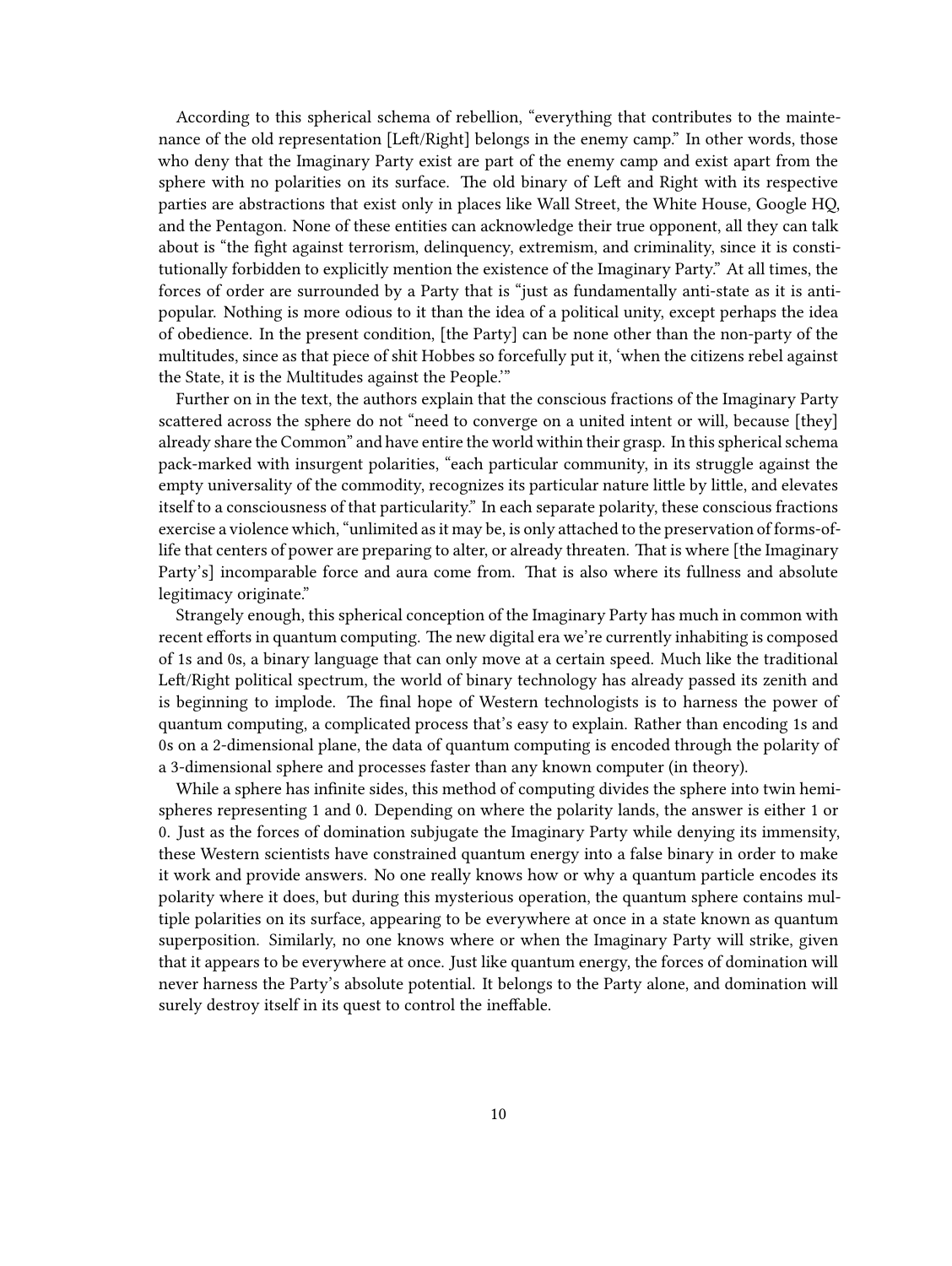According to this spherical schema of rebellion, "everything that contributes to the maintenance of the old representation [Left/Right] belongs in the enemy camp." In other words, those who deny that the Imaginary Party exist are part of the enemy camp and exist apart from the sphere with no polarities on its surface. The old binary of Left and Right with its respective parties are abstractions that exist only in places like Wall Street, the White House, Google HQ, and the Pentagon. None of these entities can acknowledge their true opponent, all they can talk about is "the fight against terrorism, delinquency, extremism, and criminality, since it is constitutionally forbidden to explicitly mention the existence of the Imaginary Party." At all times, the forces of order are surrounded by a Party that is "just as fundamentally anti-state as it is anti-popular. Nothing is more odious to it than the idea of a political unity, except perhaps the idea of obedience. In the present condition, [the Party] can be none other than the non-party of the multitudes, since as that piece of shit Hobbes so forcefully put it, 'when the citizens rebel against the State, it is the Multitudes against the People.'"

Further on in the text, the authors explain that the conscious fractions of the Imaginary Party scattered across the sphere do not "need to converge on a united intent or will, because [they] already share the Common" and have entire the world within their grasp. In this spherical schema pack-marked with insurgent polarities, "each particular community, in its struggle against the empty universality of the commodity, recognizes its particular nature little by little, and elevates itself to a consciousness of that particularity." In each separate polarity, these conscious fractions exercise a violence which, "unlimited as it may be, is only attached to the preservation of forms-of-life that centers of power are preparing to alter, or already threaten. That is where [the Imaginary Party's] incomparable force and aura come from. That is also where its fullness and absolute legitimacy originate."

Strangely enough, this spherical conception of the Imaginary Party has much in common with recent efforts in quantum computing. The new digital era we're currently inhabiting is composed of 1s and 0s, a binary language that can only move at a certain speed. Much like the traditional Left/Right political spectrum, the world of binary technology has already passed its zenith and is beginning to implode. The final hope of Western technologists is to harness the power of quantum computing, a complicated process that's easy to explain. Rather than encoding 1s and 0s on a 2-dimensional plane, the data of quantum computing is encoded through the polarity of a 3-dimensional sphere and processes faster than any known computer (in theory).

While a sphere has infinite sides, this method of computing divides the sphere into twin hemispheres representing 1 and 0. Depending on where the polarity lands, the answer is either 1 or 0. Just as the forces of domination subjugate the Imaginary Party while denying its immensity, these Western scientists have constrained quantum energy into a false binary in order to make it work and provide answers. No one really knows how or why a quantum particle encodes its polarity where it does, but during this mysterious operation, the quantum sphere contains multiple polarities on its surface, appearing to be everywhere at once in a state known as quantum superposition. Similarly, no one knows where or when the Imaginary Party will strike, given that it appears to be everywhere at once. Just like quantum energy, the forces of domination will never harness the Party's absolute potential. It belongs to the Party alone, and domination will surely destroy itself in its quest to control the ineffable.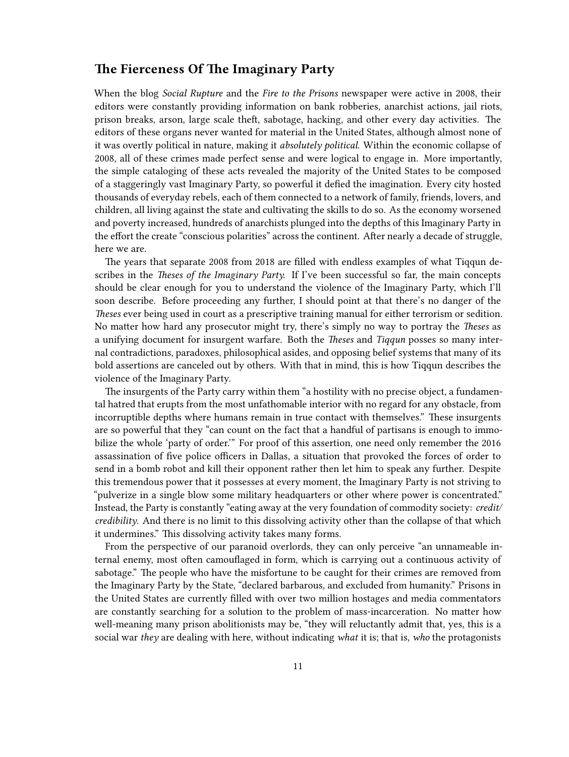## The Fierceness Of The Imaginary Party

When the blog *Social Rupture* and the *Fire to the Prisons* newspaper were active in 2008, their editors were constantly providing information on bank robberies, anarchist actions, jail riots, prison breaks, arson, large scale theft, sabotage, hacking, and other every day activities. The editors of these organs never wanted for material in the United States, although almost none of it was overtly political in nature, making it *absolutely political*. Within the economic collapse of 2008, all of these crimes made perfect sense and were logical to engage in. More importantly, the simple cataloging of these acts revealed the majority of the United States to be composed of a staggeringly vast Imaginary Party, so powerful it defied the imagination. Every city hosted thousands of everyday rebels, each of them connected to a network of family, friends, lovers, and children, all living against the state and cultivating the skills to do so. As the economy worsened and poverty increased, hundreds of anarchists plunged into the depths of this Imaginary Party in the effort the create "conscious polarities" across the continent. After nearly a decade of struggle, here we are.

The years that separate 2008 from 2018 are filled with endless examples of what Tiqqun describes in the *Theses of the Imaginary Party*. If I've been successful so far, the main concepts should be clear enough for you to understand the violence of the Imaginary Party, which I'll soon describe. Before proceeding any further, I should point at that there's no danger of the *Theses* ever being used in court as a prescriptive training manual for either terrorism or sedition. No matter how hard any prosecutor might try, there's simply no way to portray the *Theses* as a unifying document for insurgent warfare. Both the *Theses* and *Tiqqun* posses so many internal contradictions, paradoxes, philosophical asides, and opposing belief systems that many of its bold assertions are canceled out by others. With that in mind, this is how Tiqqun describes the violence of the Imaginary Party.

The insurgents of the Party carry within them "a hostility with no precise object, a fundamental hatred that erupts from the most unfathomable interior with no regard for any obstacle, from incorruptible depths where humans remain in true contact with themselves." These insurgents are so powerful that they "can count on the fact that a handful of partisans is enough to immobilize the whole 'party of order.'" For proof of this assertion, one need only remember the 2016 assassination of five police officers in Dallas, a situation that provoked the forces of order to send in a bomb robot and kill their opponent rather then let him to speak any further. Despite this tremendous power that it possesses at every moment, the Imaginary Party is not striving to "pulverize in a single blow some military headquarters or other where power is concentrated." Instead, the Party is constantly "eating away at the very foundation of commodity society: *credit/credibility*. And there is no limit to this dissolving activity other than the collapse of that which it undermines." This dissolving activity takes many forms.

From the perspective of our paranoid overlords, they can only perceive "an unnameable internal enemy, most often camouflaged in form, which is carrying out a continuous activity of sabotage." The people who have the misfortune to be caught for their crimes are removed from the Imaginary Party by the State, "declared barbarous, and excluded from humanity." Prisons in the United States are currently filled with over two million hostages and media commentators are constantly searching for a solution to the problem of mass-incarceration. No matter how well-meaning many prison abolitionists may be, "they will reluctantly admit that, yes, this is a social war *they* are dealing with here, without indicating *what* it is; that is, *who* the protagonists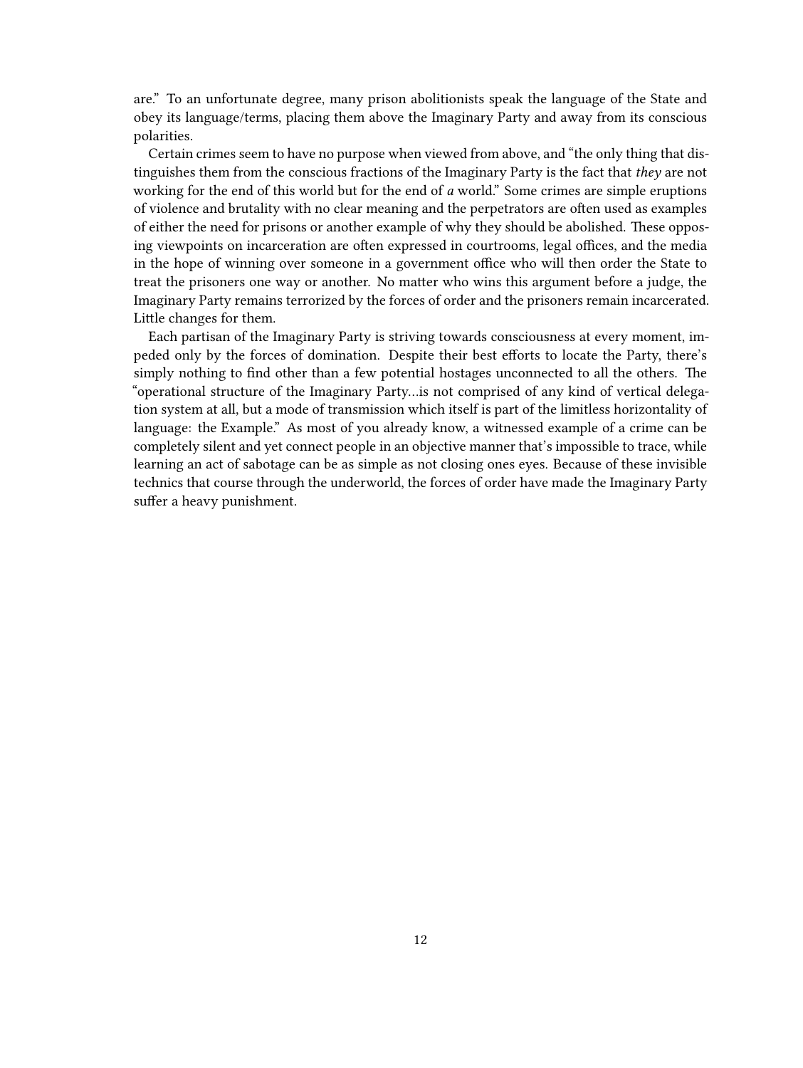are." To an unfortunate degree, many prison abolitionists speak the language of the State and obey its language/terms, placing them above the Imaginary Party and away from its conscious polarities.

Certain crimes seem to have no purpose when viewed from above, and "the only thing that distinguishes them from the conscious fractions of the Imaginary Party is the fact that *they* are not working for the end of this world but for the end of *a* world." Some crimes are simple eruptions of violence and brutality with no clear meaning and the perpetrators are often used as examples of either the need for prisons or another example of why they should be abolished. These opposing viewpoints on incarceration are often expressed in courtrooms, legal offices, and the media in the hope of winning over someone in a government office who will then order the State to treat the prisoners one way or another. No matter who wins this argument before a judge, the Imaginary Party remains terrorized by the forces of order and the prisoners remain incarcerated. Little changes for them.

Each partisan of the Imaginary Party is striving towards consciousness at every moment, impeded only by the forces of domination. Despite their best efforts to locate the Party, there's simply nothing to find other than a few potential hostages unconnected to all the others. The "operational structure of the Imaginary Party…is not comprised of any kind of vertical delegation system at all, but a mode of transmission which itself is part of the limitless horizontality of language: the Example." As most of you already know, a witnessed example of a crime can be completely silent and yet connect people in an objective manner that's impossible to trace, while learning an act of sabotage can be as simple as not closing ones eyes. Because of these invisible technics that course through the underworld, the forces of order have made the Imaginary Party suffer a heavy punishment.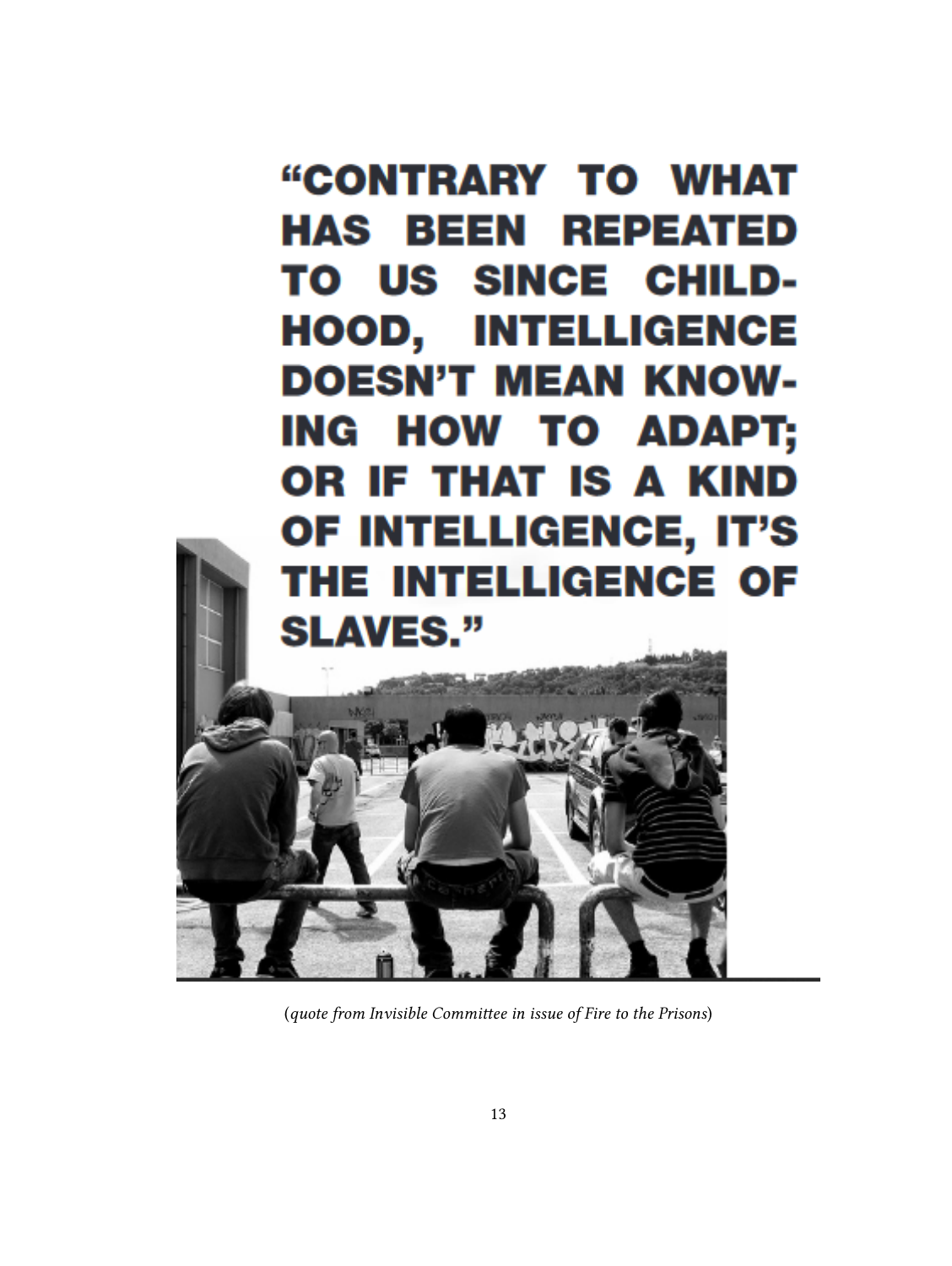**"CONTRARY TO WHAT HAS BEEN REPEATED TO US SINCE CHILDHOOD, INTELLIGENCE DOESN'T MEAN KNOWING HOW TO ADAPT; OR IF THAT IS A KIND OF INTELLIGENCE, IT'S THE INTELLIGENCE OF SLAVES."**

(*quote from Invisible Committee in issue of Fire to the Prisons*)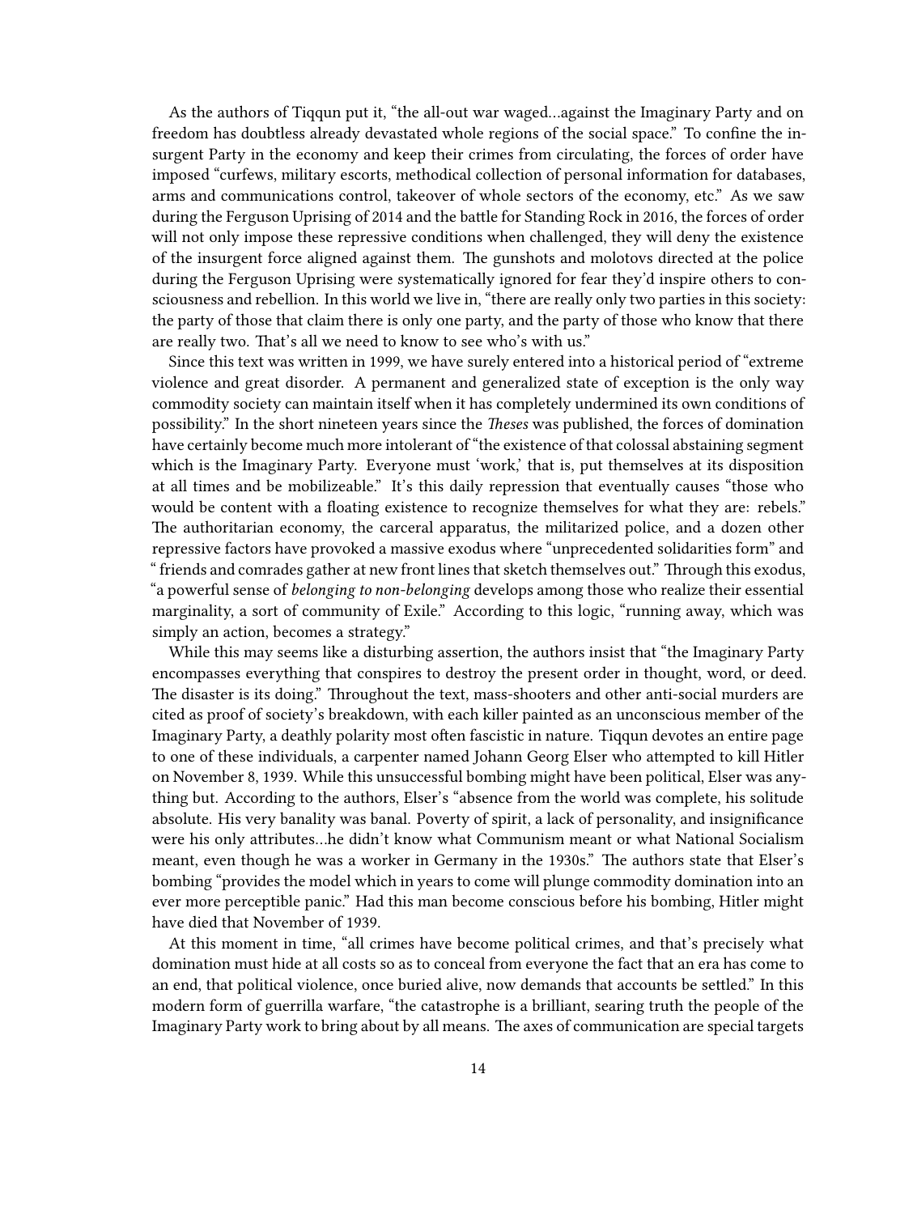As the authors of Tiqqun put it, "the all-out war waged…against the Imaginary Party and on freedom has doubtless already devastated whole regions of the social space." To confine the insurgent Party in the economy and keep their crimes from circulating, the forces of order have imposed "curfews, military escorts, methodical collection of personal information for databases, arms and communications control, takeover of whole sectors of the economy, etc." As we saw during the Ferguson Uprising of 2014 and the battle for Standing Rock in 2016, the forces of order will not only impose these repressive conditions when challenged, they will deny the existence of the insurgent force aligned against them. The gunshots and molotovs directed at the police during the Ferguson Uprising were systematically ignored for fear they'd inspire others to consciousness and rebellion. In this world we live in, "there are really only two parties in this society: the party of those that claim there is only one party, and the party of those who know that there are really two. That's all we need to know to see who's with us."

Since this text was written in 1999, we have surely entered into a historical period of "extreme violence and great disorder. A permanent and generalized state of exception is the only way commodity society can maintain itself when it has completely undermined its own conditions of possibility." In the short nineteen years since the *Theses* was published, the forces of domination have certainly become much more intolerant of "the existence of that colossal abstaining segment which is the Imaginary Party. Everyone must 'work,' that is, put themselves at its disposition at all times and be mobilizeable." It's this daily repression that eventually causes "those who would be content with a floating existence to recognize themselves for what they are: rebels." The authoritarian economy, the carceral apparatus, the militarized police, and a dozen other repressive factors have provoked a massive exodus where "unprecedented solidarities form" and " friends and comrades gather at new front lines that sketch themselves out." Through this exodus, "a powerful sense of *belonging to non-belonging* develops among those who realize their essential marginality, a sort of community of Exile." According to this logic, "running away, which was simply an action, becomes a strategy."

While this may seems like a disturbing assertion, the authors insist that "the Imaginary Party encompasses everything that conspires to destroy the present order in thought, word, or deed. The disaster is its doing." Throughout the text, mass-shooters and other anti-social murders are cited as proof of society's breakdown, with each killer painted as an unconscious member of the Imaginary Party, a deathly polarity most often fascistic in nature. Tiqqun devotes an entire page to one of these individuals, a carpenter named Johann Georg Elser who attempted to kill Hitler on November 8, 1939. While this unsuccessful bombing might have been political, Elser was anything but. According to the authors, Elser's "absence from the world was complete, his solitude absolute. His very banality was banal. Poverty of spirit, a lack of personality, and insignificance were his only attributes…he didn't know what Communism meant or what National Socialism meant, even though he was a worker in Germany in the 1930s." The authors state that Elser's bombing "provides the model which in years to come will plunge commodity domination into an ever more perceptible panic." Had this man become conscious before his bombing, Hitler might have died that November of 1939.

At this moment in time, "all crimes have become political crimes, and that's precisely what domination must hide at all costs so as to conceal from everyone the fact that an era has come to an end, that political violence, once buried alive, now demands that accounts be settled." In this modern form of guerrilla warfare, "the catastrophe is a brilliant, searing truth the people of the Imaginary Party work to bring about by all means. The axes of communication are special targets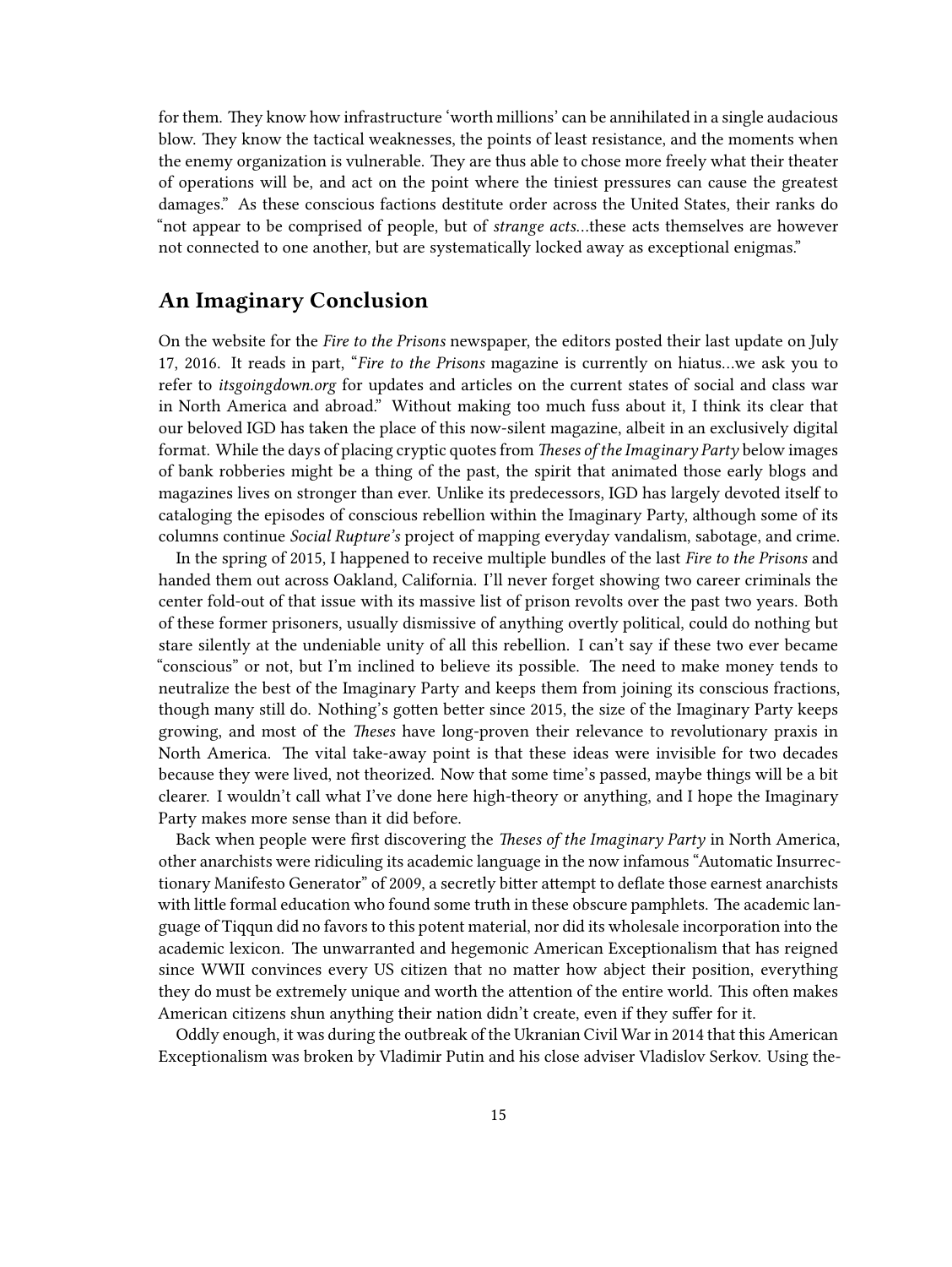for them. They know how infrastructure 'worth millions' can be annihilated in a single audacious blow. They know the tactical weaknesses, the points of least resistance, and the moments when the enemy organization is vulnerable. They are thus able to chose more freely what their theater of operations will be, and act on the point where the tiniest pressures can cause the greatest damages." As these conscious factions destitute order across the United States, their ranks do "not appear to be comprised of people, but of *strange acts*…these acts themselves are however not connected to one another, but are systematically locked away as exceptional enigmas."

## An Imaginary Conclusion

On the website for the *Fire to the Prisons* newspaper, the editors posted their last update on July 17, 2016. It reads in part, "*Fire to the Prisons* magazine is currently on hiatus…we ask you to refer to *itsgoingdown.org* for updates and articles on the current states of social and class war in North America and abroad." Without making too much fuss about it, I think its clear that our beloved IGD has taken the place of this now-silent magazine, albeit in an exclusively digital format. While the days of placing cryptic quotes from *Theses of the Imaginary Party* below images of bank robberies might be a thing of the past, the spirit that animated those early blogs and magazines lives on stronger than ever. Unlike its predecessors, IGD has largely devoted itself to cataloging the episodes of conscious rebellion within the Imaginary Party, although some of its columns continue *Social Rupture's* project of mapping everyday vandalism, sabotage, and crime.

In the spring of 2015, I happened to receive multiple bundles of the last *Fire to the Prisons* and handed them out across Oakland, California. I'll never forget showing two career criminals the center fold-out of that issue with its massive list of prison revolts over the past two years. Both of these former prisoners, usually dismissive of anything overtly political, could do nothing but stare silently at the undeniable unity of all this rebellion. I can't say if these two ever became "conscious" or not, but I'm inclined to believe its possible. The need to make money tends to neutralize the best of the Imaginary Party and keeps them from joining its conscious fractions, though many still do. Nothing's gotten better since 2015, the size of the Imaginary Party keeps growing, and most of the *Theses* have long-proven their relevance to revolutionary praxis in North America. The vital take-away point is that these ideas were invisible for two decades because they were lived, not theorized. Now that some time's passed, maybe things will be a bit clearer. I wouldn't call what I've done here high-theory or anything, and I hope the Imaginary Party makes more sense than it did before.

Back when people were first discovering the *Theses of the Imaginary Party* in North America, other anarchists were ridiculing its academic language in the now infamous "Automatic Insurrectionary Manifesto Generator" of 2009, a secretly bitter attempt to deflate those earnest anarchists with little formal education who found some truth in these obscure pamphlets. The academic language of Tiqqun did no favors to this potent material, nor did its wholesale incorporation into the academic lexicon. The unwarranted and hegemonic American Exceptionalism that has reigned since WWII convinces every US citizen that no matter how abject their position, everything they do must be extremely unique and worth the attention of the entire world. This often makes American citizens shun anything their nation didn't create, even if they suffer for it.

Oddly enough, it was during the outbreak of the Ukranian Civil War in 2014 that this American Exceptionalism was broken by Vladimir Putin and his close adviser Vladislov Serkov. Using the-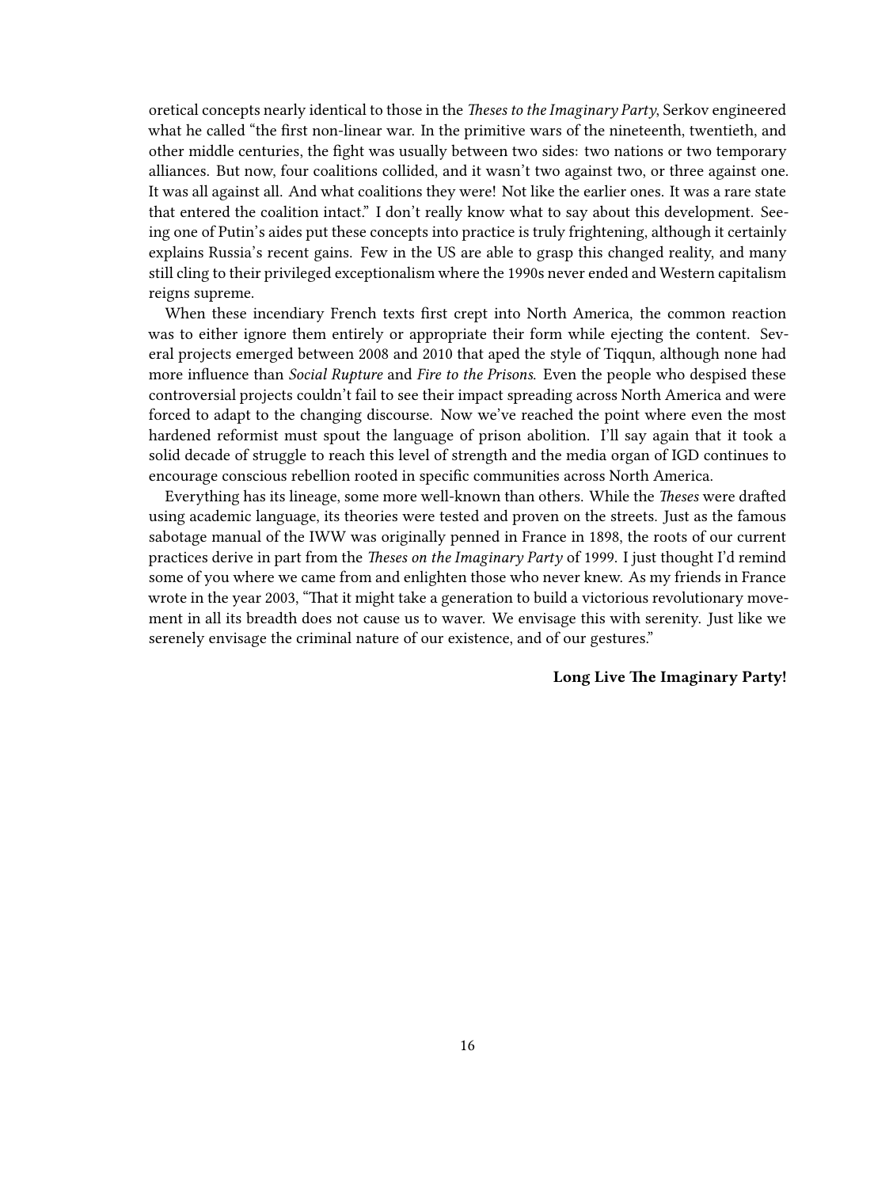oretical concepts nearly identical to those in the *Theses to the Imaginary Party*, Serkov engineered what he called "the first non-linear war. In the primitive wars of the nineteenth, twentieth, and other middle centuries, the fight was usually between two sides: two nations or two temporary alliances. But now, four coalitions collided, and it wasn't two against two, or three against one. It was all against all. And what coalitions they were! Not like the earlier ones. It was a rare state that entered the coalition intact." I don't really know what to say about this development. Seeing one of Putin's aides put these concepts into practice is truly frightening, although it certainly explains Russia's recent gains. Few in the US are able to grasp this changed reality, and many still cling to their privileged exceptionalism where the 1990s never ended and Western capitalism reigns supreme.

When these incendiary French texts first crept into North America, the common reaction was to either ignore them entirely or appropriate their form while ejecting the content. Several projects emerged between 2008 and 2010 that aped the style of Tiqqun, although none had more influence than *Social Rupture* and *Fire to the Prisons*. Even the people who despised these controversial projects couldn't fail to see their impact spreading across North America and were forced to adapt to the changing discourse. Now we've reached the point where even the most hardened reformist must spout the language of prison abolition. I'll say again that it took a solid decade of struggle to reach this level of strength and the media organ of IGD continues to encourage conscious rebellion rooted in specific communities across North America.

Everything has its lineage, some more well-known than others. While the *Theses* were drafted using academic language, its theories were tested and proven on the streets. Just as the famous sabotage manual of the IWW was originally penned in France in 1898, the roots of our current practices derive in part from the *Theses on the Imaginary Party* of 1999. I just thought I'd remind some of you where we came from and enlighten those who never knew. As my friends in France wrote in the year 2003, "That it might take a generation to build a victorious revolutionary movement in all its breadth does not cause us to waver. We envisage this with serenity. Just like we serenely envisage the criminal nature of our existence, and of our gestures."

**Long Live The Imaginary Party!**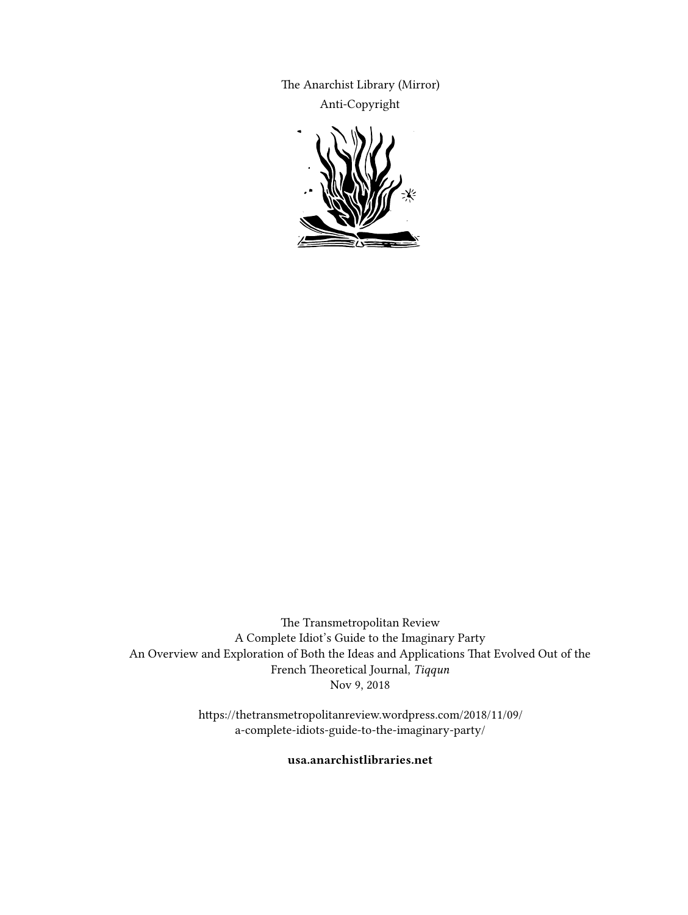The Anarchist Library (Mirror)
Anti-Copyright

The Transmetropolitan Review
A Complete Idiot's Guide to the Imaginary Party
An Overview and Exploration of Both the Ideas and Applications That Evolved Out of the French Theoretical Journal, *Tiqqun*
Nov 9, 2018

https://thetransmetropolitanreview.wordpress.com/2018/11/09/a-complete-idiots-guide-to-the-imaginary-party/

**usa.anarchistlibraries.net**